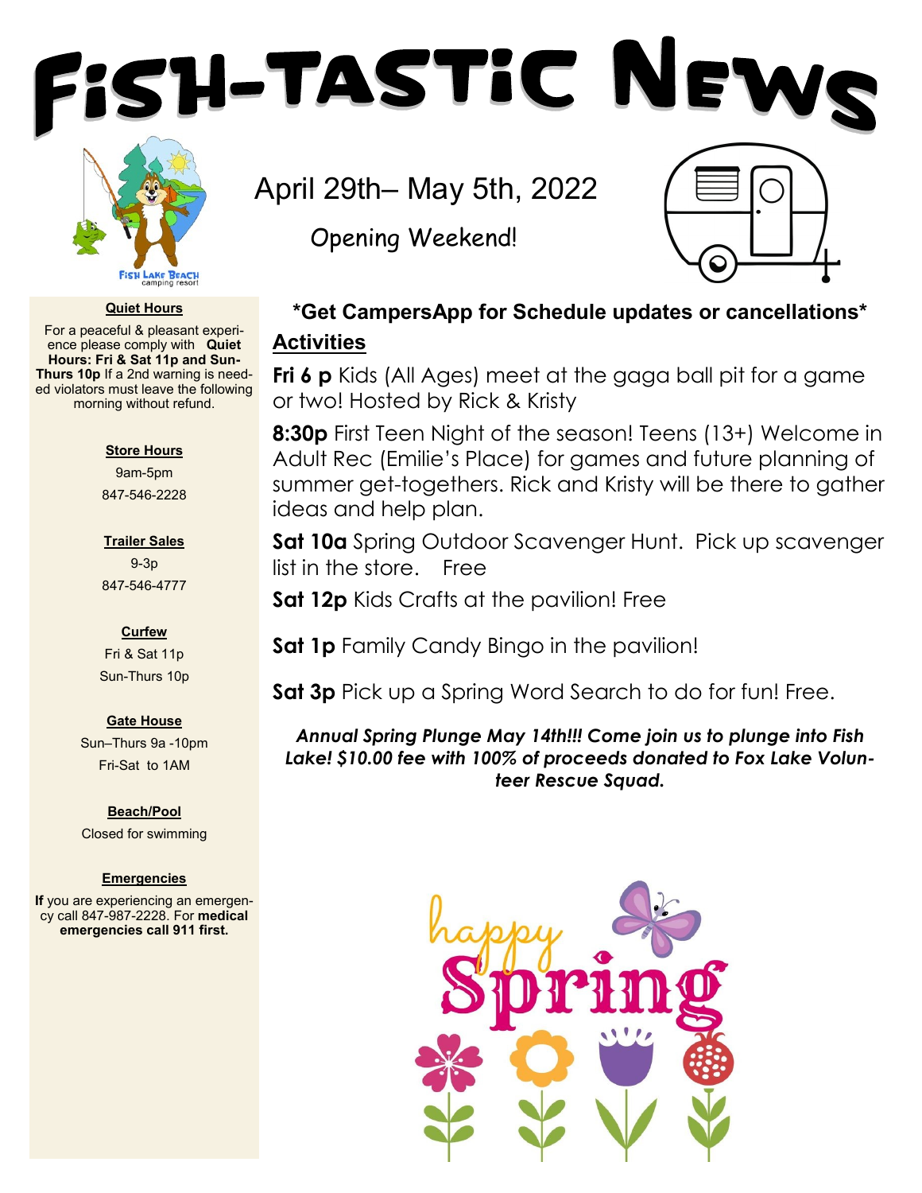# Fish-tastic News

April 29th– May 5th, 2022

Opening Weekend!

**\*Get CampersApp for Schedule updates or cancellations\***

## Activities

**Fri 6 p** Kids (All Ages) meet at the gaga ball pit for a game or two! Hosted by Rick & Kristy

**8:30p** First Teen Night of the season! Teens (13+) Welcome in Adult Rec (Emilie's Place) for games and future planning of summer get-togethers. Rick and Kristy will be there to gather ideas and help plan.

**Sat 10a** Spring Outdoor Scavenger Hunt. Pick up scavenger list in the store. Free

**Sat 12p** Kids Crafts at the pavilion! Free

**Sat 1p** Family Candy Bingo in the pavilion!

**Sat 3p** Pick up a Spring Word Search to do for fun! Free.

***Annual Spring Plunge May 14th!!! Come join us to plunge into Fish Lake! $10.00 fee with 100% of proceeds donated to Fox Lake Volunteer Rescue Squad.***

### Quiet Hours

For a peaceful & pleasant experience please comply with **Quiet Hours: Fri & Sat 11p and Sun-Thurs 10p** If a 2nd warning is needed violators must leave the following morning without refund.

### Store Hours

9am-5pm

847-546-2228

### Trailer Sales

9-3p

847-546-4777

### Curfew

Fri & Sat 11p

Sun-Thurs 10p

### Gate House

Sun–Thurs 9a -10pm

Fri-Sat to 1AM

### Beach/Pool

Closed for swimming

### Emergencies

**If** you are experiencing an emergency call 847-987-2228. For **medical emergencies call 911 first.**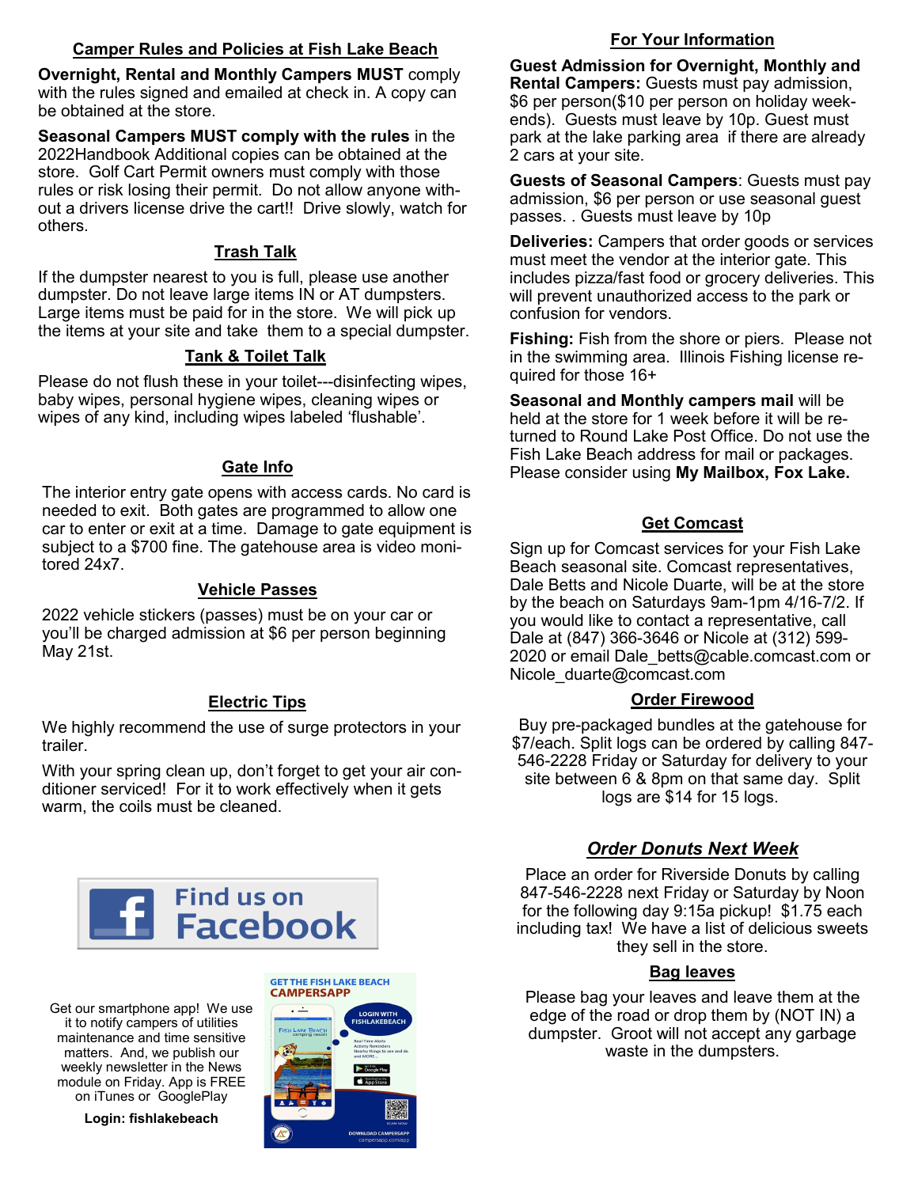## Camper Rules and Policies at Fish Lake Beach

**Overnight, Rental and Monthly Campers MUST** comply with the rules signed and emailed at check in. A copy can be obtained at the store.

**Seasonal Campers MUST comply with the rules** in the 2022Handbook Additional copies can be obtained at the store. Golf Cart Permit owners must comply with those rules or risk losing their permit. Do not allow anyone without a drivers license drive the cart!! Drive slowly, watch for others.

## Trash Talk

If the dumpster nearest to you is full, please use another dumpster. Do not leave large items IN or AT dumpsters. Large items must be paid for in the store. We will pick up the items at your site and take them to a special dumpster.

## Tank & Toilet Talk

Please do not flush these in your toilet---disinfecting wipes, baby wipes, personal hygiene wipes, cleaning wipes or wipes of any kind, including wipes labeled 'flushable'.

## Gate Info

The interior entry gate opens with access cards. No card is needed to exit. Both gates are programmed to allow one car to enter or exit at a time. Damage to gate equipment is subject to a $700 fine. The gatehouse area is video monitored 24x7.

## Vehicle Passes

2022 vehicle stickers (passes) must be on your car or you'll be charged admission at $6 per person beginning May 21st.

## Electric Tips

We highly recommend the use of surge protectors in your trailer.

With your spring clean up, don't forget to get your air conditioner serviced! For it to work effectively when it gets warm, the coils must be cleaned.

Find us on Facebook

Get our smartphone app! We use it to notify campers of utilities maintenance and time sensitive matters. And, we publish our weekly newsletter in the News module on Friday. App is FREE on iTunes or GooglePlay

**Login: fishlakebeach**

## For Your Information

**Guest Admission for Overnight, Monthly and Rental Campers:** Guests must pay admission, $6 per person($10 per person on holiday weekends). Guests must leave by 10p. Guest must park at the lake parking area if there are already 2 cars at your site.

**Guests of Seasonal Campers**: Guests must pay admission, $6 per person or use seasonal guest passes. . Guests must leave by 10p

**Deliveries:** Campers that order goods or services must meet the vendor at the interior gate. This includes pizza/fast food or grocery deliveries. This will prevent unauthorized access to the park or confusion for vendors.

**Fishing:** Fish from the shore or piers. Please not in the swimming area. Illinois Fishing license required for those 16+

**Seasonal and Monthly campers mail** will be held at the store for 1 week before it will be returned to Round Lake Post Office. Do not use the Fish Lake Beach address for mail or packages. Please consider using **My Mailbox, Fox Lake.**

## Get Comcast

Sign up for Comcast services for your Fish Lake Beach seasonal site. Comcast representatives, Dale Betts and Nicole Duarte, will be at the store by the beach on Saturdays 9am-1pm 4/16-7/2. If you would like to contact a representative, call Dale at (847) 366-3646 or Nicole at (312) 599-2020 or email Dale_betts@cable.comcast.com or Nicole_duarte@comcast.com

## Order Firewood

Buy pre-packaged bundles at the gatehouse for $7/each. Split logs can be ordered by calling 847-546-2228 Friday or Saturday for delivery to your site between 6 & 8pm on that same day. Split logs are $14 for 15 logs.

## *Order Donuts Next Week*

Place an order for Riverside Donuts by calling 847-546-2228 next Friday or Saturday by Noon for the following day 9:15a pickup! $1.75 each including tax! We have a list of delicious sweets they sell in the store.

## Bag leaves

Please bag your leaves and leave them at the edge of the road or drop them by (NOT IN) a dumpster. Groot will not accept any garbage waste in the dumpsters.